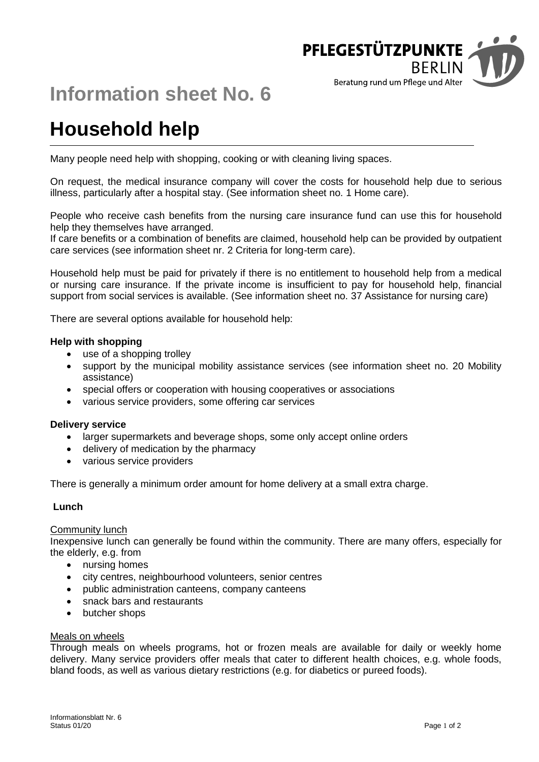# Information sheet No. 6

# Household help

Many people need help with shopping, cooking or with cleaning living spaces.

On request, the medical insurance company will cover the costs for household help due to serious illness, particularly after a hospital stay. (See information sheet no. 1 Home care).

People who receive cash benefits from the nursing care insurance fund can use this for household help they themselves have arranged.
If care benefits or a combination of benefits are claimed, household help can be provided by outpatient care services (see information sheet nr. 2 Criteria for long-term care).

Household help must be paid for privately if there is no entitlement to household help from a medical or nursing care insurance. If the private income is insufficient to pay for household help, financial support from social services is available. (See information sheet no. 37 Assistance for nursing care)

There are several options available for household help:

**Help with shopping**

- use of a shopping trolley
- support by the municipal mobility assistance services (see information sheet no. 20 Mobility assistance)
- special offers or cooperation with housing cooperatives or associations
- various service providers, some offering car services

**Delivery service**

- larger supermarkets and beverage shops, some only accept online orders
- delivery of medication by the pharmacy
- various service providers

There is generally a minimum order amount for home delivery at a small extra charge.

**Lunch**

Community lunch

Inexpensive lunch can generally be found within the community. There are many offers, especially for the elderly, e.g. from

- nursing homes
- city centres, neighbourhood volunteers, senior centres
- public administration canteens, company canteens
- snack bars and restaurants
- butcher shops

Meals on wheels

Through meals on wheels programs, hot or frozen meals are available for daily or weekly home delivery. Many service providers offer meals that cater to different health choices, e.g. whole foods, bland foods, as well as various dietary restrictions (e.g. for diabetics or pureed foods).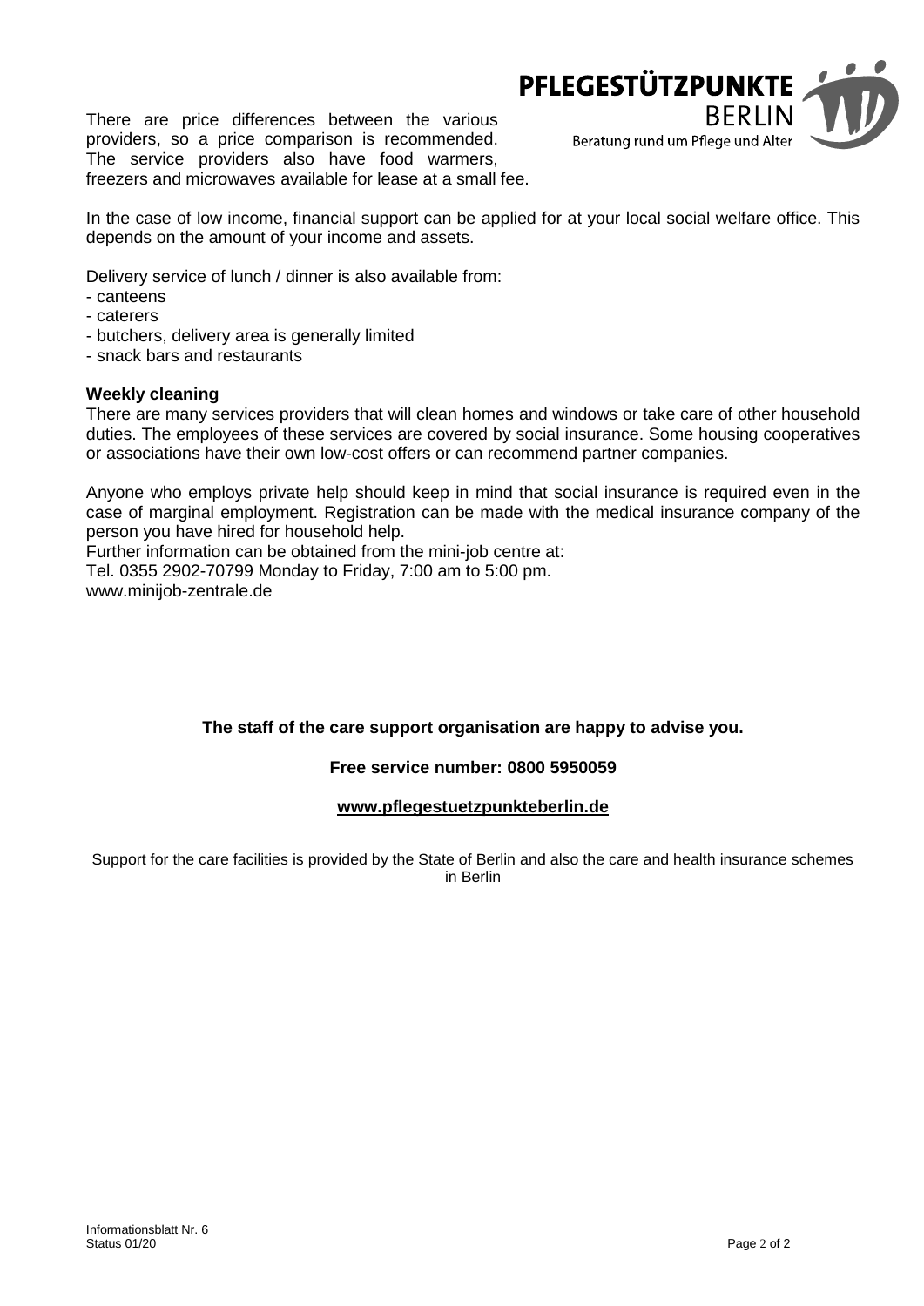There are price differences between the various providers, so a price comparison is recommended. The service providers also have food warmers, freezers and microwaves available for lease at a small fee.

In the case of low income, financial support can be applied for at your local social welfare office. This depends on the amount of your income and assets.

Delivery service of lunch / dinner is also available from:

- canteens
- caterers
- butchers, delivery area is generally limited
- snack bars and restaurants

**Weekly cleaning**

There are many services providers that will clean homes and windows or take care of other household duties. The employees of these services are covered by social insurance. Some housing cooperatives or associations have their own low-cost offers or can recommend partner companies.

Anyone who employs private help should keep in mind that social insurance is required even in the case of marginal employment. Registration can be made with the medical insurance company of the person you have hired for household help.
Further information can be obtained from the mini-job centre at:
Tel. 0355 2902-70799 Monday to Friday, 7:00 am to 5:00 pm.
www.minijob-zentrale.de

**The staff of the care support organisation are happy to advise you.**

**Free service number: 0800 5950059**

**www.pflegestuetzpunkteberlin.de**

Support for the care facilities is provided by the State of Berlin and also the care and health insurance schemes in Berlin

Informationsblatt Nr. 6
Status 01/20